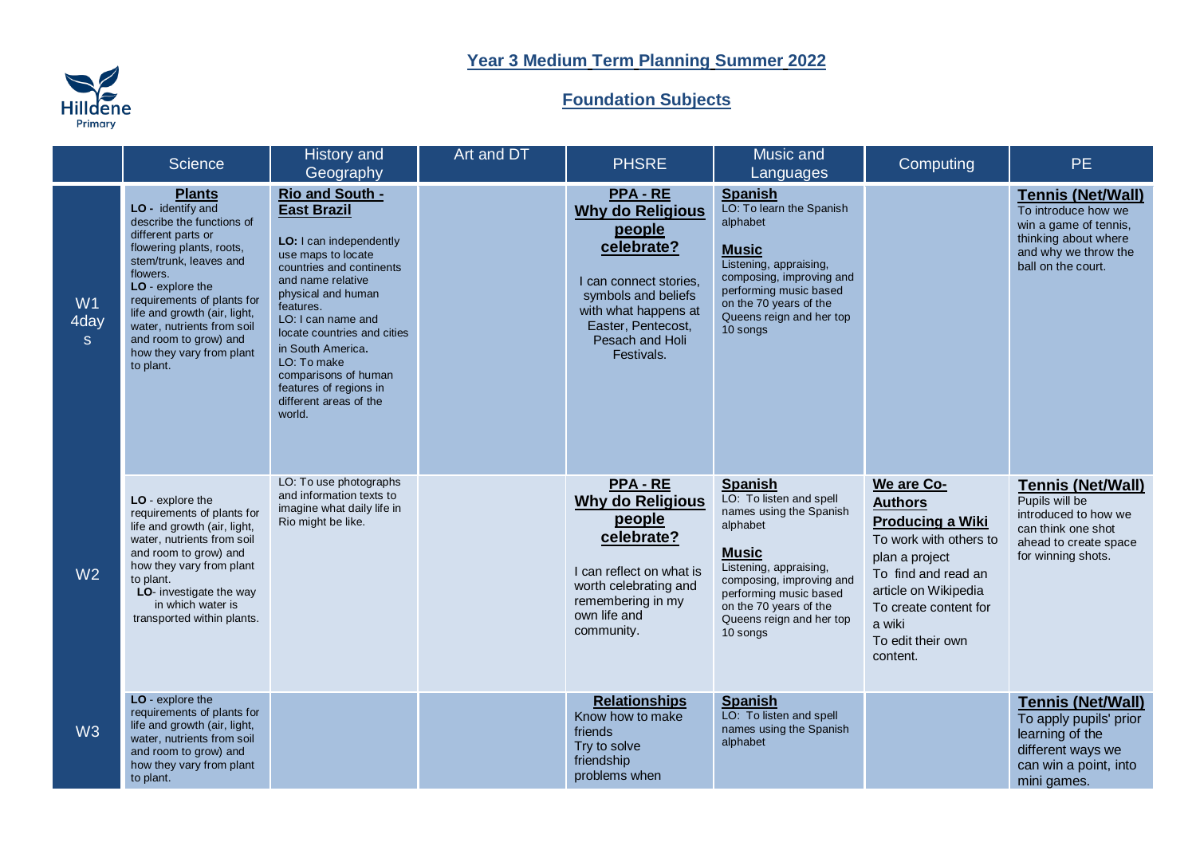# Year 3 Medium Term Planning Summer 2022

## Foundation Subjects

| | Science | History and Geography | Art and DT | PHSRE | Music and Languages | Computing | PE |
|---|---|---|---|---|---|---|---|
| W1 4days | **Plants** **LO** - identify and describe the functions of different parts or flowering plants, roots, stem/trunk, leaves and flowers. **LO** - explore the requirements of plants for life and growth (air, light, water, nutrients from soil and room to grow) and how they vary from plant to plant. | **Rio and South - East Brazil** **LO:** I can independently use maps to locate countries and continents and name relative physical and human features. LO: I can name and locate countries and cities in South America. LO: To make comparisons of human features of regions in different areas of the world. | | **PPA - RE** **Why do Religious people celebrate?** I can connect stories, symbols and beliefs with what happens at Easter, Pentecost, Pesach and Holi Festivals. | **Spanish** LO: To learn the Spanish alphabet **Music** Listening, appraising, composing, improving and performing music based on the 70 years of the Queens reign and her top 10 songs | | **Tennis (Net/Wall)** To introduce how we win a game of tennis, thinking about where and why we throw the ball on the court. |
| W2 | **LO** - explore the requirements of plants for life and growth (air, light, water, nutrients from soil and room to grow) and how they vary from plant to plant. **LO**- investigate the way in which water is transported within plants. | LO: To use photographs and information texts to imagine what daily life in Rio might be like. | | **PPA - RE** **Why do Religious people celebrate?** I can reflect on what is worth celebrating and remembering in my own life and community. | **Spanish** LO: To listen and spell names using the Spanish alphabet **Music** Listening, appraising, composing, improving and performing music based on the 70 years of the Queens reign and her top 10 songs | **We are Co-Authors** **Producing a Wiki** To work with others to plan a project To find and read an article on Wikipedia To create content for a wiki To edit their own content. | **Tennis (Net/Wall)** Pupils will be introduced to how we can think one shot ahead to create space for winning shots. |
| W3 | **LO** - explore the requirements of plants for life and growth (air, light, water, nutrients from soil and room to grow) and how they vary from plant to plant. | | | **Relationships** Know how to make friends Try to solve friendship problems when | **Spanish** LO: To listen and spell names using the Spanish alphabet | | **Tennis (Net/Wall)** To apply pupils' prior learning of the different ways we can win a point, into mini games. |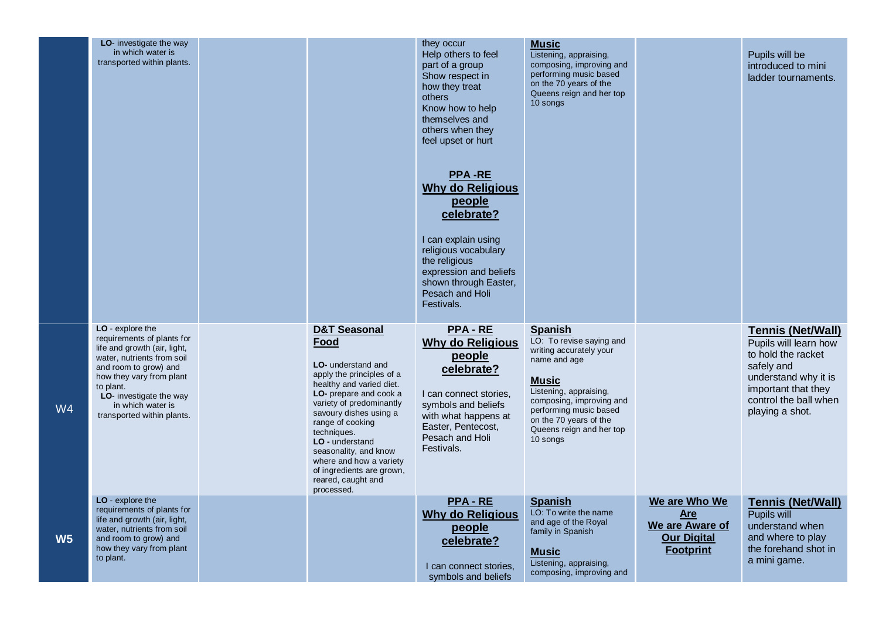| | | | | | | | |
|---|---|---|---|---|---|---|---|
| | **LO**- investigate the way in which water is transported within plants. | | | they occur<br>Help others to feel part of a group<br>Show respect in how they treat others<br>Know how to help themselves and others when they feel upset or hurt<br><br>**PPA -RE**<br>**Why do Religious people celebrate?**<br><br>I can explain using religious vocabulary the religious expression and beliefs shown through Easter, Pesach and Holi Festivals. | **Music**<br>Listening, appraising, composing, improving and performing music based on the 70 years of the Queens reign and her top 10 songs | | Pupils will be introduced to mini ladder tournaments. |
| W4 | **LO** - explore the requirements of plants for life and growth (air, light, water, nutrients from soil and room to grow) and how they vary from plant to plant.<br>**LO**- investigate the way in which water is transported within plants. | | **D&T Seasonal Food**<br><br>**LO-** understand and apply the principles of a healthy and varied diet.<br>**LO-** prepare and cook a variety of predominantly savoury dishes using a range of cooking techniques.<br>**LO -** understand seasonality, and know where and how a variety of ingredients are grown, reared, caught and processed. | **PPA - RE**<br>**Why do Religious people celebrate?**<br><br>I can connect stories, symbols and beliefs with what happens at Easter, Pentecost, Pesach and Holi Festivals. | **Spanish**<br>LO: To revise saying and writing accurately your name and age<br><br>**Music**<br>Listening, appraising, composing, improving and performing music based on the 70 years of the Queens reign and her top 10 songs | | **Tennis (Net/Wall)**<br>Pupils will learn how to hold the racket safely and understand why it is important that they control the ball when playing a shot. |
| **W5** | **LO** - explore the requirements of plants for life and growth (air, light, water, nutrients from soil and room to grow) and how they vary from plant to plant. | | | **PPA - RE**<br>**Why do Religious people celebrate?**<br><br>I can connect stories, symbols and beliefs | **Spanish**<br>LO: To write the name and age of the Royal family in Spanish<br><br>**Music**<br>Listening, appraising, composing, improving and | **We are Who We Are**<br>**We are Aware of Our Digital Footprint** | **Tennis (Net/Wall)**<br>Pupils will understand when and where to play the forehand shot in a mini game. |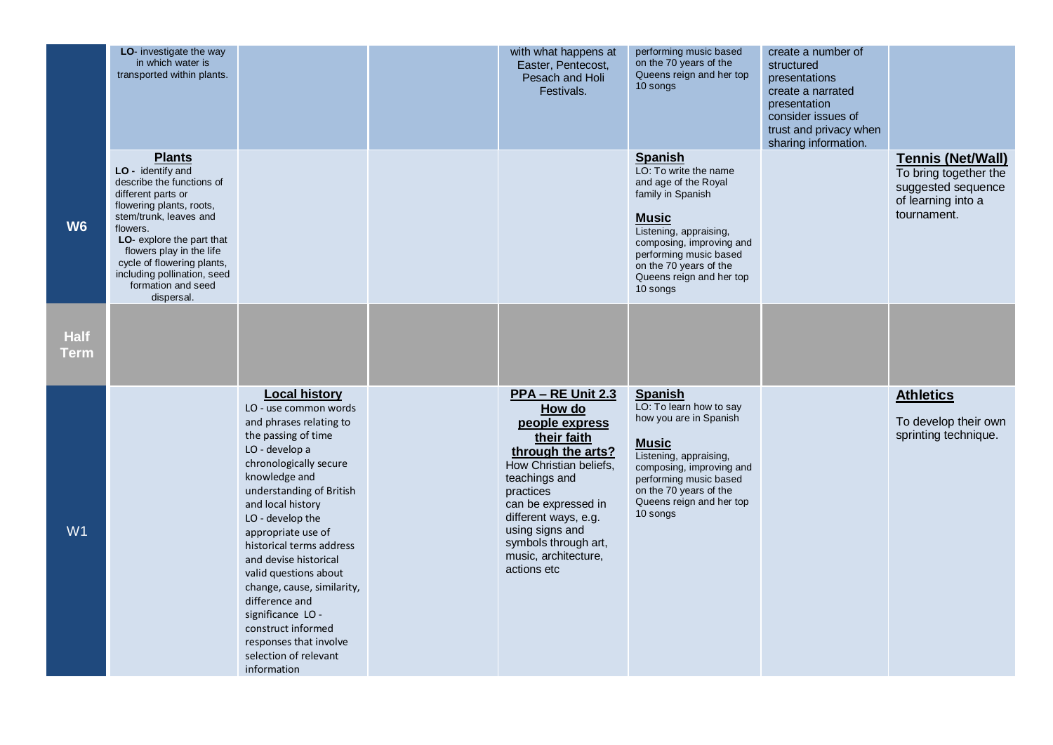| | | | | | | | |
|---|---|---|---|---|---|---|---|
| | LO- investigate the way in which water is transported within plants. | | | with what happens at Easter, Pentecost, Pesach and Holi Festivals. | performing music based on the 70 years of the Queens reign and her top 10 songs | create a number of structured presentations<br>create a narrated presentation<br>consider issues of trust and privacy when sharing information. | |
| **W6** | **Plants**<br>**LO -** identify and describe the functions of different parts or flowering plants, roots, stem/trunk, leaves and flowers.<br>**LO**- explore the part that flowers play in the life cycle of flowering plants, including pollination, seed formation and seed dispersal. | | | | **Spanish**<br>LO: To write the name and age of the Royal family in Spanish<br><br>**Music**<br>Listening, appraising, composing, improving and performing music based on the 70 years of the Queens reign and her top 10 songs | | **Tennis (Net/Wall)**<br>To bring together the suggested sequence of learning into a tournament. |
| **Half Term** | | | | | | | |
| W1 | | **Local history**<br>LO - use common words and phrases relating to the passing of time<br>LO - develop a chronologically secure knowledge and understanding of British and local history<br>LO - develop the appropriate use of historical terms address and devise historical valid questions about change, cause, similarity, difference and significance LO - construct informed responses that involve selection of relevant information | | **PPA – RE Unit 2.3 How do people express their faith through the arts?**<br>How Christian beliefs, teachings and practices can be expressed in different ways, e.g. using signs and symbols through art, music, architecture, actions etc | **Spanish**<br>LO: To learn how to say how you are in Spanish<br><br>**Music**<br>Listening, appraising, composing, improving and performing music based on the 70 years of the Queens reign and her top 10 songs | | **Athletics**<br><br>To develop their own sprinting technique. |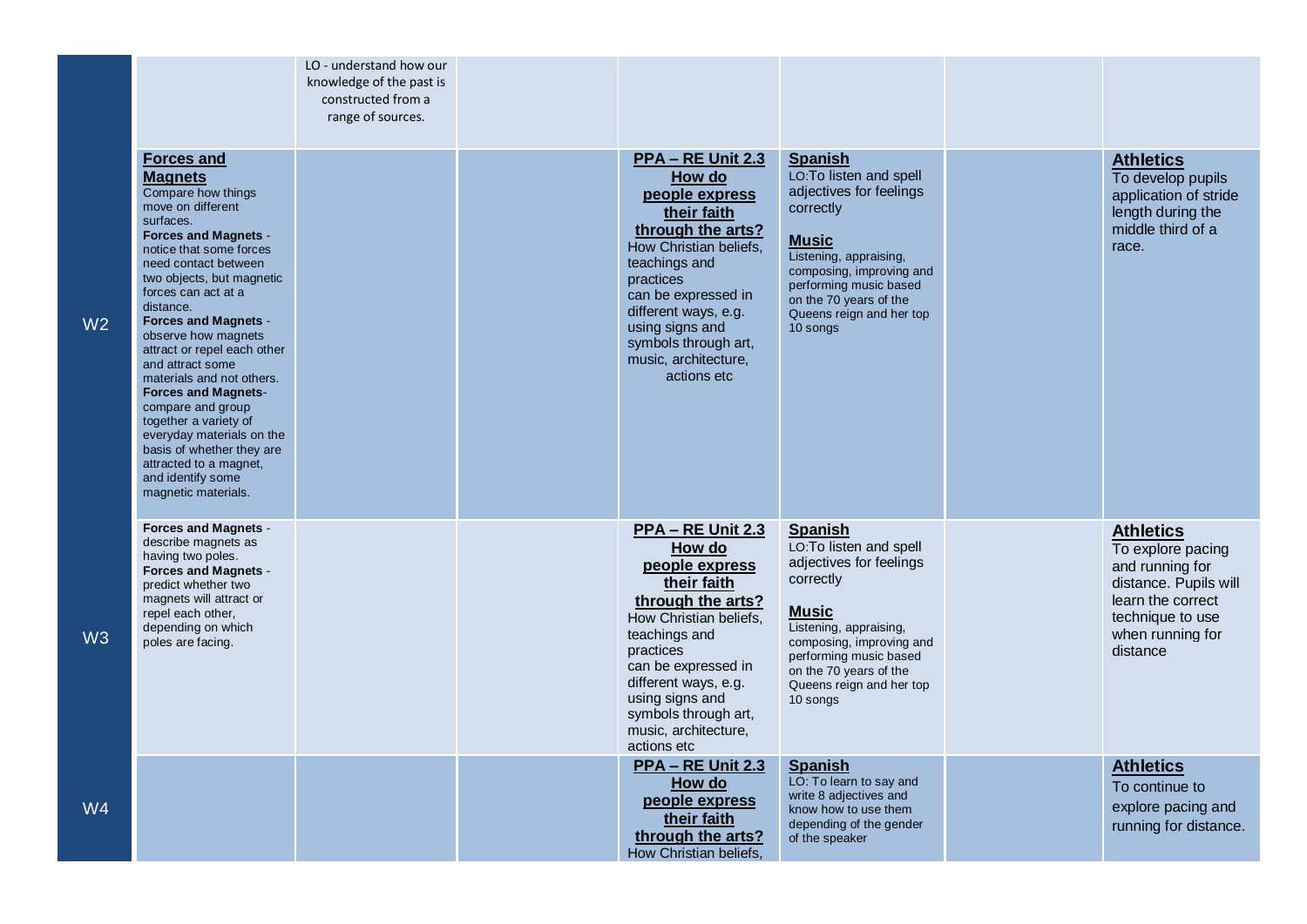| | | | | | | | |
|---|---|---|---|---|---|---|---|
| | | LO - understand how our knowledge of the past is constructed from a range of sources. | | | | | |
| W2 | **Forces and Magnets** Compare how things move on different surfaces. **Forces and Magnets** - notice that some forces need contact between two objects, but magnetic forces can act at a distance. **Forces and Magnets** - observe how magnets attract or repel each other and attract some materials and not others. **Forces and Magnets**- compare and group together a variety of everyday materials on the basis of whether they are attracted to a magnet, and identify some magnetic materials. | | | **PPA – RE Unit 2.3 How do people express their faith through the arts?** How Christian beliefs, teachings and practices can be expressed in different ways, e.g. using signs and symbols through art, music, architecture, actions etc | **Spanish** LO:To listen and spell adjectives for feelings correctly **Music** Listening, appraising, composing, improving and performing music based on the 70 years of the Queens reign and her top 10 songs | | **Athletics** To develop pupils application of stride length during the middle third of a race. |
| W3 | **Forces and Magnets** - describe magnets as having two poles. **Forces and Magnets** - predict whether two magnets will attract or repel each other, depending on which poles are facing. | | | **PPA – RE Unit 2.3 How do people express their faith through the arts?** How Christian beliefs, teachings and practices can be expressed in different ways, e.g. using signs and symbols through art, music, architecture, actions etc | **Spanish** LO:To listen and spell adjectives for feelings correctly **Music** Listening, appraising, composing, improving and performing music based on the 70 years of the Queens reign and her top 10 songs | | **Athletics** To explore pacing and running for distance. Pupils will learn the correct technique to use when running for distance |
| W4 | | | | **PPA – RE Unit 2.3 How do people express their faith through the arts?** How Christian beliefs, | **Spanish** LO: To learn to say and write 8 adjectives and know how to use them depending of the gender of the speaker | | **Athletics** To continue to explore pacing and running for distance. |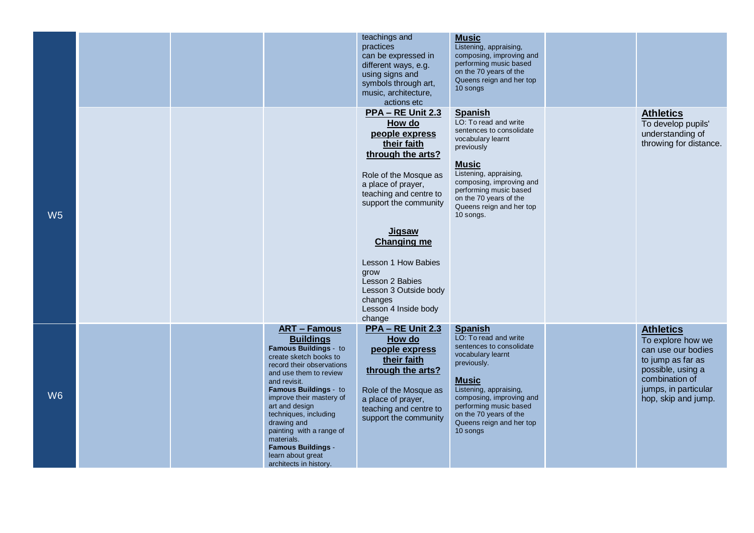| | | | | | | | |
|---|---|---|---|---|---|---|---|
| | | | | teachings and practices can be expressed in different ways, e.g. using signs and symbols through art, music, architecture, actions etc | **Music**<br>Listening, appraising, composing, improving and performing music based on the 70 years of the Queens reign and her top 10 songs | | |
| W5 | | | | **PPA – RE Unit 2.3 How do people express their faith through the arts?**<br><br>Role of the Mosque as a place of prayer, teaching and centre to support the community<br><br>**Jigsaw Changing me**<br><br>Lesson 1 How Babies grow<br>Lesson 2 Babies<br>Lesson 3 Outside body changes<br>Lesson 4 Inside body change | **Spanish**<br>LO: To read and write sentences to consolidate vocabulary learnt previously<br><br>**Music**<br>Listening, appraising, composing, improving and performing music based on the 70 years of the Queens reign and her top 10 songs. | | **Athletics**<br>To develop pupils' understanding of throwing for distance. |
| W6 | | | **ART – Famous Buildings**<br>**Famous Buildings** - to create sketch books to record their observations and use them to review and revisit.<br>**Famous Buildings** - to improve their mastery of art and design techniques, including drawing and painting with a range of materials.<br>**Famous Buildings** - learn about great architects in history. | **PPA – RE Unit 2.3 How do people express their faith through the arts?**<br><br>Role of the Mosque as a place of prayer, teaching and centre to support the community | **Spanish**<br>LO: To read and write sentences to consolidate vocabulary learnt previously.<br><br>**Music**<br>Listening, appraising, composing, improving and performing music based on the 70 years of the Queens reign and her top 10 songs | | **Athletics**<br>To explore how we can use our bodies to jump as far as possible, using a combination of jumps, in particular hop, skip and jump. |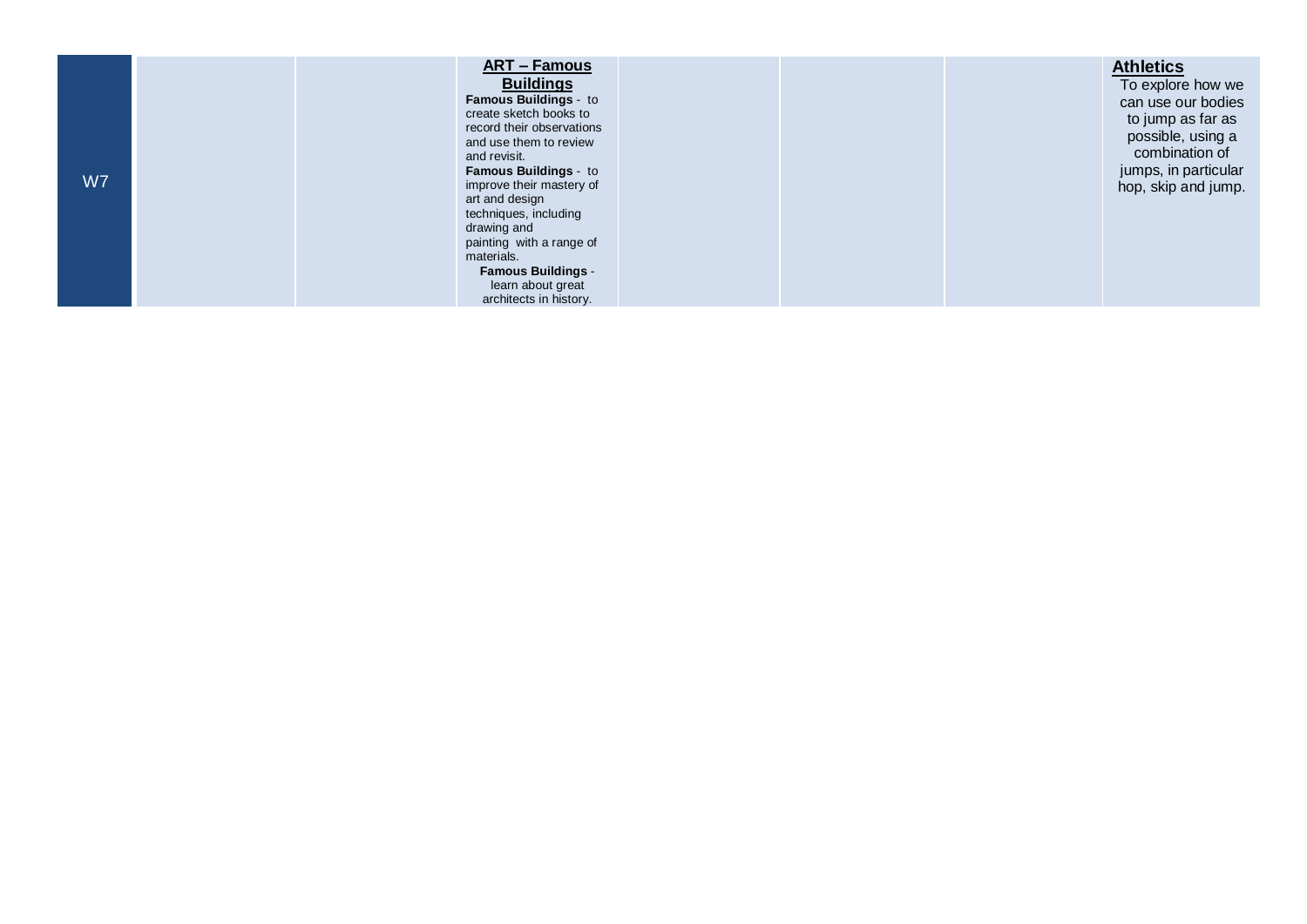| | | | | | | | |
|---|---|---|---|---|---|---|---|
| W7 | | | **ART – Famous Buildings**<br>**Famous Buildings** - to create sketch books to record their observations and use them to review and revisit.<br>**Famous Buildings** - to improve their mastery of art and design techniques, including drawing and painting with a range of materials.<br>**Famous Buildings** - learn about great architects in history. | | | | **Athletics**<br>To explore how we can use our bodies to jump as far as possible, using a combination of jumps, in particular hop, skip and jump. |